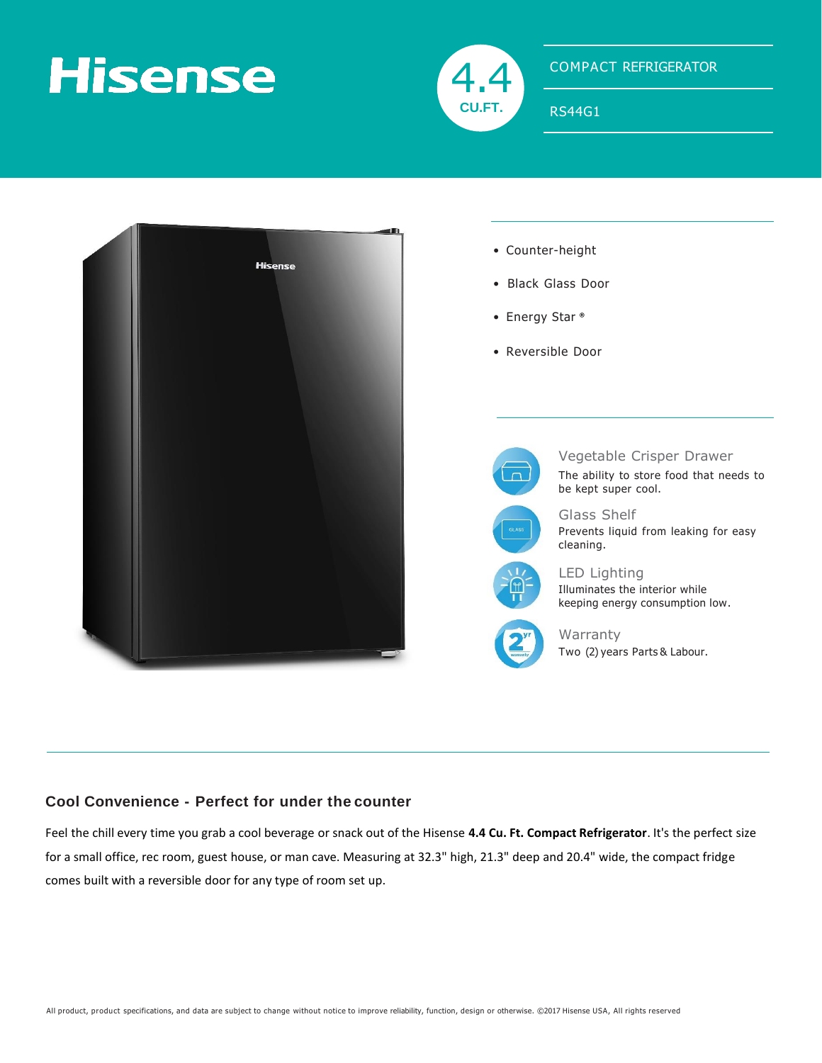# Hisense

4.4 CU.FT.

COMPACT REFRIGERATOR

RS44G1

- Counter-height
- Black Glass Door
- Energy Star ®
- Reversible Door

### Vegetable Crisper Drawer

The ability to store food that needs to be kept super cool.

### Glass Shelf

Prevents liquid from leaking for easy cleaning.

### LED Lighting

Illuminates the interior while keeping energy consumption low.

### Warranty

Two (2) years Parts & Labour.

## Cool Convenience - Perfect for under the counter

Feel the chill every time you grab a cool beverage or snack out of the Hisense **4.4 Cu. Ft. Compact Refrigerator**. It's the perfect size for a small office, rec room, guest house, or man cave. Measuring at 32.3" high, 21.3" deep and 20.4" wide, the compact fridge comes built with a reversible door for any type of room set up.

All product, product specifications, and data are subject to change without notice to improve reliability, function, design or otherwise. ©2017 Hisense USA, All rights reserved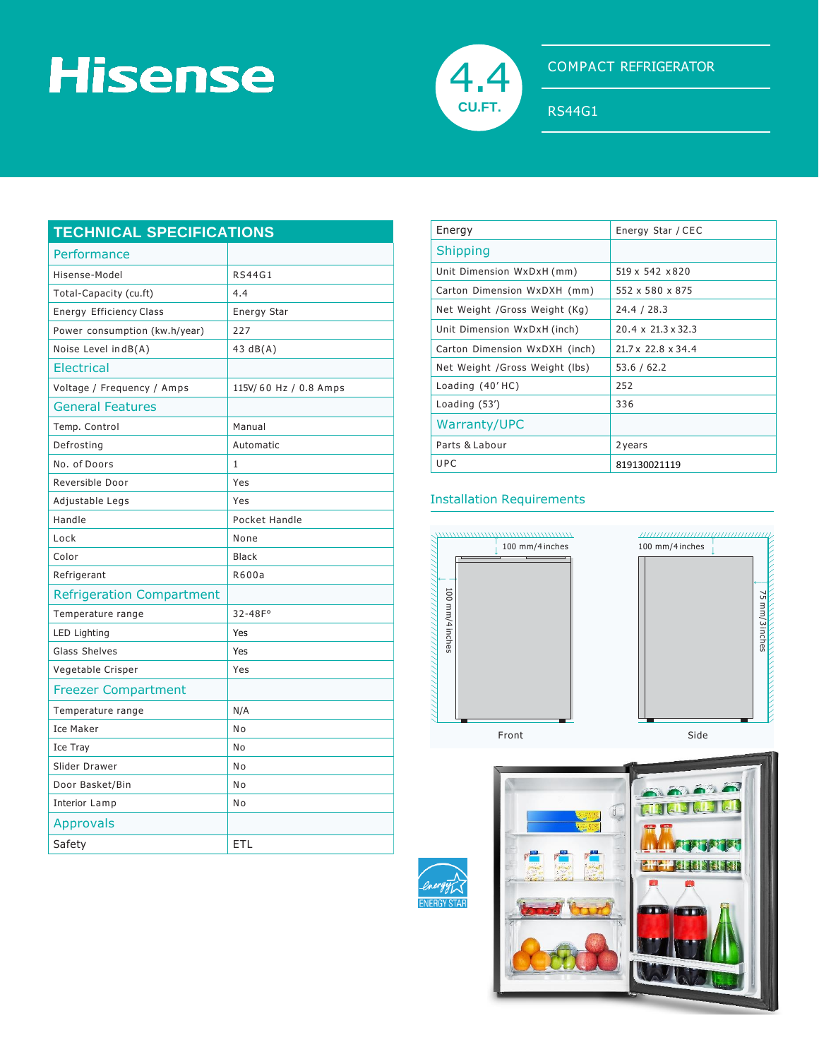# Hisense

**4.4 CU.FT.**

COMPACT REFRIGERATOR

RS44G1

## TECHNICAL SPECIFICATIONS

| | |
|---|---|
| **Performance** | |
| Hisense-Model | RS44G1 |
| Total-Capacity (cu.ft) | 4.4 |
| Energy Efficiency Class | Energy Star |
| Power consumption (kw.h/year) | 227 |
| Noise Level in dB(A) | 43 dB(A) |
| **Electrical** | |
| Voltage / Frequency / Amps | 115V/ 60 Hz / 0.8 Amps |
| **General Features** | |
| Temp. Control | Manual |
| Defrosting | Automatic |
| No. of Doors | 1 |
| Reversible Door | Yes |
| Adjustable Legs | Yes |
| Handle | Pocket Handle |
| Lock | None |
| Color | Black |
| Refrigerant | R600a |
| **Refrigeration Compartment** | |
| Temperature range | 32-48F° |
| LED Lighting | Yes |
| Glass Shelves | Yes |
| Vegetable Crisper | Yes |
| **Freezer Compartment** | |
| Temperature range | N/A |
| Ice Maker | No |
| Ice Tray | No |
| Slider Drawer | No |
| Door Basket/Bin | No |
| Interior Lamp | No |
| **Approvals** | |
| Safety | ETL |

| | |
|---|---|
| Energy | Energy Star / CEC |
| **Shipping** | |
| Unit Dimension WxDxH (mm) | 519 x 542 x820 |
| Carton Dimension WxDXH (mm) | 552 x 580 x 875 |
| Net Weight /Gross Weight (Kg) | 24.4 / 28.3 |
| Unit Dimension WxDxH (inch) | 20.4 x 21.3 x 32.3 |
| Carton Dimension WxDXH (inch) | 21.7 x 22.8 x 34.4 |
| Net Weight /Gross Weight (lbs) | 53.6 / 62.2 |
| Loading (40' HC) | 252 |
| Loading (53') | 336 |
| **Warranty/UPC** | |
| Parts & Labour | 2 years |
| UPC | 819130021119 |

## Installation Requirements

100 mm/4 inches

100 mm/4 inches

Front

100 mm/4 inches

75 mm/3 inches

Side

ENERGY STAR